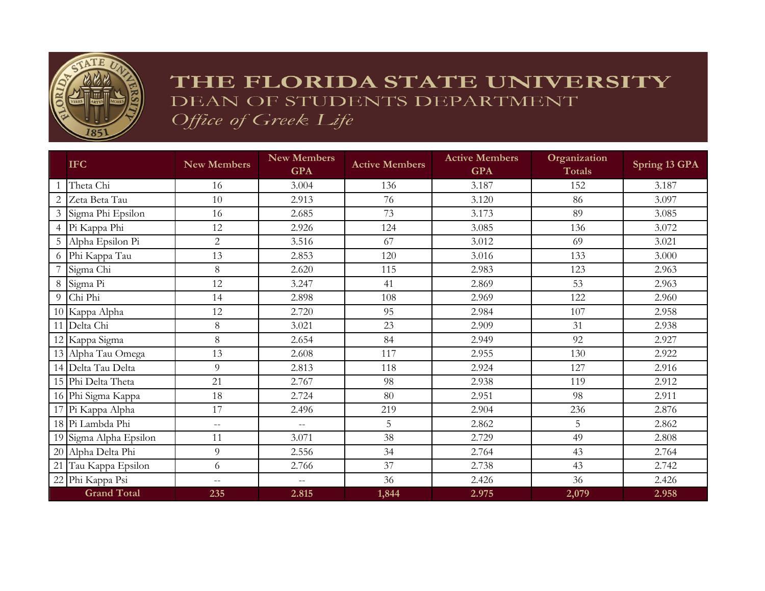# THE FLORIDA STATE UNIVERSITY

## DEAN OF STUDENTS DEPARTMENT

### *Office of Greek Life*

| | IFC | New Members | New Members GPA | Active Members | Active Members GPA | Organization Totals | Spring 13 GPA |
|---|---|---|---|---|---|---|---|
| 1 | Theta Chi | 16 | 3.004 | 136 | 3.187 | 152 | 3.187 |
| 2 | Zeta Beta Tau | 10 | 2.913 | 76 | 3.120 | 86 | 3.097 |
| 3 | Sigma Phi Epsilon | 16 | 2.685 | 73 | 3.173 | 89 | 3.085 |
| 4 | Pi Kappa Phi | 12 | 2.926 | 124 | 3.085 | 136 | 3.072 |
| 5 | Alpha Epsilon Pi | 2 | 3.516 | 67 | 3.012 | 69 | 3.021 |
| 6 | Phi Kappa Tau | 13 | 2.853 | 120 | 3.016 | 133 | 3.000 |
| 7 | Sigma Chi | 8 | 2.620 | 115 | 2.983 | 123 | 2.963 |
| 8 | Sigma Pi | 12 | 3.247 | 41 | 2.869 | 53 | 2.963 |
| 9 | Chi Phi | 14 | 2.898 | 108 | 2.969 | 122 | 2.960 |
| 10 | Kappa Alpha | 12 | 2.720 | 95 | 2.984 | 107 | 2.958 |
| 11 | Delta Chi | 8 | 3.021 | 23 | 2.909 | 31 | 2.938 |
| 12 | Kappa Sigma | 8 | 2.654 | 84 | 2.949 | 92 | 2.927 |
| 13 | Alpha Tau Omega | 13 | 2.608 | 117 | 2.955 | 130 | 2.922 |
| 14 | Delta Tau Delta | 9 | 2.813 | 118 | 2.924 | 127 | 2.916 |
| 15 | Phi Delta Theta | 21 | 2.767 | 98 | 2.938 | 119 | 2.912 |
| 16 | Phi Sigma Kappa | 18 | 2.724 | 80 | 2.951 | 98 | 2.911 |
| 17 | Pi Kappa Alpha | 17 | 2.496 | 219 | 2.904 | 236 | 2.876 |
| 18 | Pi Lambda Phi | -- | -- | 5 | 2.862 | 5 | 2.862 |
| 19 | Sigma Alpha Epsilon | 11 | 3.071 | 38 | 2.729 | 49 | 2.808 |
| 20 | Alpha Delta Phi | 9 | 2.556 | 34 | 2.764 | 43 | 2.764 |
| 21 | Tau Kappa Epsilon | 6 | 2.766 | 37 | 2.738 | 43 | 2.742 |
| 22 | Phi Kappa Psi | -- | -- | 36 | 2.426 | 36 | 2.426 |
| | **Grand Total** | **235** | **2.815** | **1,844** | **2.975** | **2,079** | **2.958** |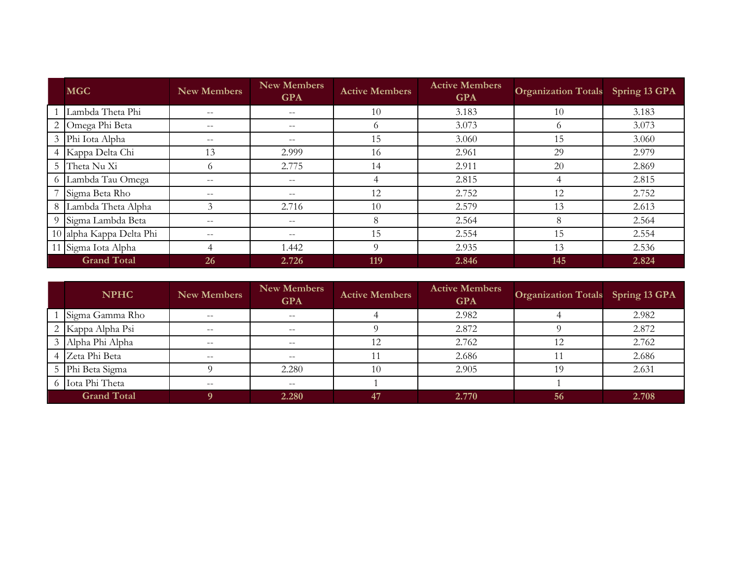| | MGC | New Members | New Members GPA | Active Members | Active Members GPA | Organization Totals | Spring 13 GPA |
|---|---|---|---|---|---|---|---|
| 1 | Lambda Theta Phi | -- | -- | 10 | 3.183 | 10 | 3.183 |
| 2 | Omega Phi Beta | -- | -- | 6 | 3.073 | 6 | 3.073 |
| 3 | Phi Iota Alpha | -- | -- | 15 | 3.060 | 15 | 3.060 |
| 4 | Kappa Delta Chi | 13 | 2.999 | 16 | 2.961 | 29 | 2.979 |
| 5 | Theta Nu Xi | 6 | 2.775 | 14 | 2.911 | 20 | 2.869 |
| 6 | Lambda Tau Omega | -- | -- | 4 | 2.815 | 4 | 2.815 |
| 7 | Sigma Beta Rho | -- | -- | 12 | 2.752 | 12 | 2.752 |
| 8 | Lambda Theta Alpha | 3 | 2.716 | 10 | 2.579 | 13 | 2.613 |
| 9 | Sigma Lambda Beta | -- | -- | 8 | 2.564 | 8 | 2.564 |
| 10 | alpha Kappa Delta Phi | -- | -- | 15 | 2.554 | 15 | 2.554 |
| 11 | Sigma Iota Alpha | 4 | 1.442 | 9 | 2.935 | 13 | 2.536 |
| | **Grand Total** | **26** | **2.726** | **119** | **2.846** | **145** | **2.824** |

| | NPHC | New Members | New Members GPA | Active Members | Active Members GPA | Organization Totals | Spring 13 GPA |
|---|---|---|---|---|---|---|---|
| 1 | Sigma Gamma Rho | -- | -- | 4 | 2.982 | 4 | 2.982 |
| 2 | Kappa Alpha Psi | -- | -- | 9 | 2.872 | 9 | 2.872 |
| 3 | Alpha Phi Alpha | -- | -- | 12 | 2.762 | 12 | 2.762 |
| 4 | Zeta Phi Beta | -- | -- | 11 | 2.686 | 11 | 2.686 |
| 5 | Phi Beta Sigma | 9 | 2.280 | 10 | 2.905 | 19 | 2.631 |
| 6 | Iota Phi Theta | -- | -- | 1 | | 1 | |
| | **Grand Total** | **9** | **2.280** | **47** | **2.770** | **56** | **2.708** |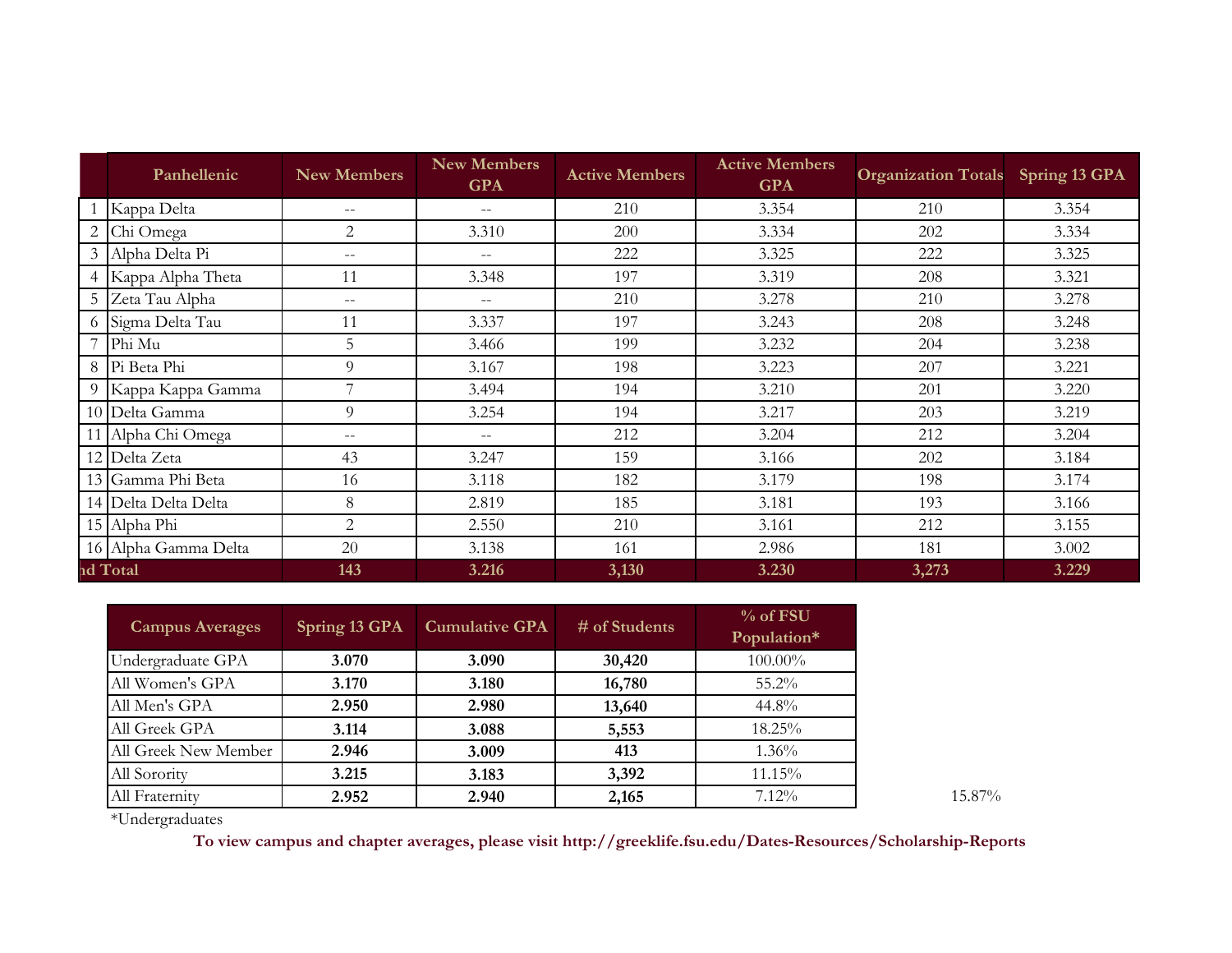| | Panhellenic | New Members | New Members GPA | Active Members | Active Members GPA | Organization Totals | Spring 13 GPA |
|---|---|---|---|---|---|---|---|
| 1 | Kappa Delta | -- | -- | 210 | 3.354 | 210 | 3.354 |
| 2 | Chi Omega | 2 | 3.310 | 200 | 3.334 | 202 | 3.334 |
| 3 | Alpha Delta Pi | -- | -- | 222 | 3.325 | 222 | 3.325 |
| 4 | Kappa Alpha Theta | 11 | 3.348 | 197 | 3.319 | 208 | 3.321 |
| 5 | Zeta Tau Alpha | -- | -- | 210 | 3.278 | 210 | 3.278 |
| 6 | Sigma Delta Tau | 11 | 3.337 | 197 | 3.243 | 208 | 3.248 |
| 7 | Phi Mu | 5 | 3.466 | 199 | 3.232 | 204 | 3.238 |
| 8 | Pi Beta Phi | 9 | 3.167 | 198 | 3.223 | 207 | 3.221 |
| 9 | Kappa Kappa Gamma | 7 | 3.494 | 194 | 3.210 | 201 | 3.220 |
| 10 | Delta Gamma | 9 | 3.254 | 194 | 3.217 | 203 | 3.219 |
| 11 | Alpha Chi Omega | -- | -- | 212 | 3.204 | 212 | 3.204 |
| 12 | Delta Zeta | 43 | 3.247 | 159 | 3.166 | 202 | 3.184 |
| 13 | Gamma Phi Beta | 16 | 3.118 | 182 | 3.179 | 198 | 3.174 |
| 14 | Delta Delta Delta | 8 | 2.819 | 185 | 3.181 | 193 | 3.166 |
| 15 | Alpha Phi | 2 | 2.550 | 210 | 3.161 | 212 | 3.155 |
| 16 | Alpha Gamma Delta | 20 | 3.138 | 161 | 2.986 | 181 | 3.002 |
| nd Total | | 143 | 3.216 | 3,130 | 3.230 | 3,273 | 3.229 |

| Campus Averages | Spring 13 GPA | Cumulative GPA | # of Students | % of FSU Population* | |
|---|---|---|---|---|---|
| Undergraduate GPA | **3.070** | **3.090** | **30,420** | 100.00% | |
| All Women's GPA | **3.170** | **3.180** | **16,780** | 55.2% | |
| All Men's GPA | **2.950** | **2.980** | **13,640** | 44.8% | |
| All Greek GPA | **3.114** | **3.088** | **5,553** | 18.25% | |
| All Greek New Member | **2.946** | **3.009** | **413** | 1.36% | |
| All Sorority | **3.215** | **3.183** | **3,392** | 11.15% | |
| All Fraternity | **2.952** | **2.940** | **2,165** | 7.12% | 15.87% |

*Undergraduates

**To view campus and chapter averages, please visit http://greeklife.fsu.edu/Dates-Resources/Scholarship-Reports**